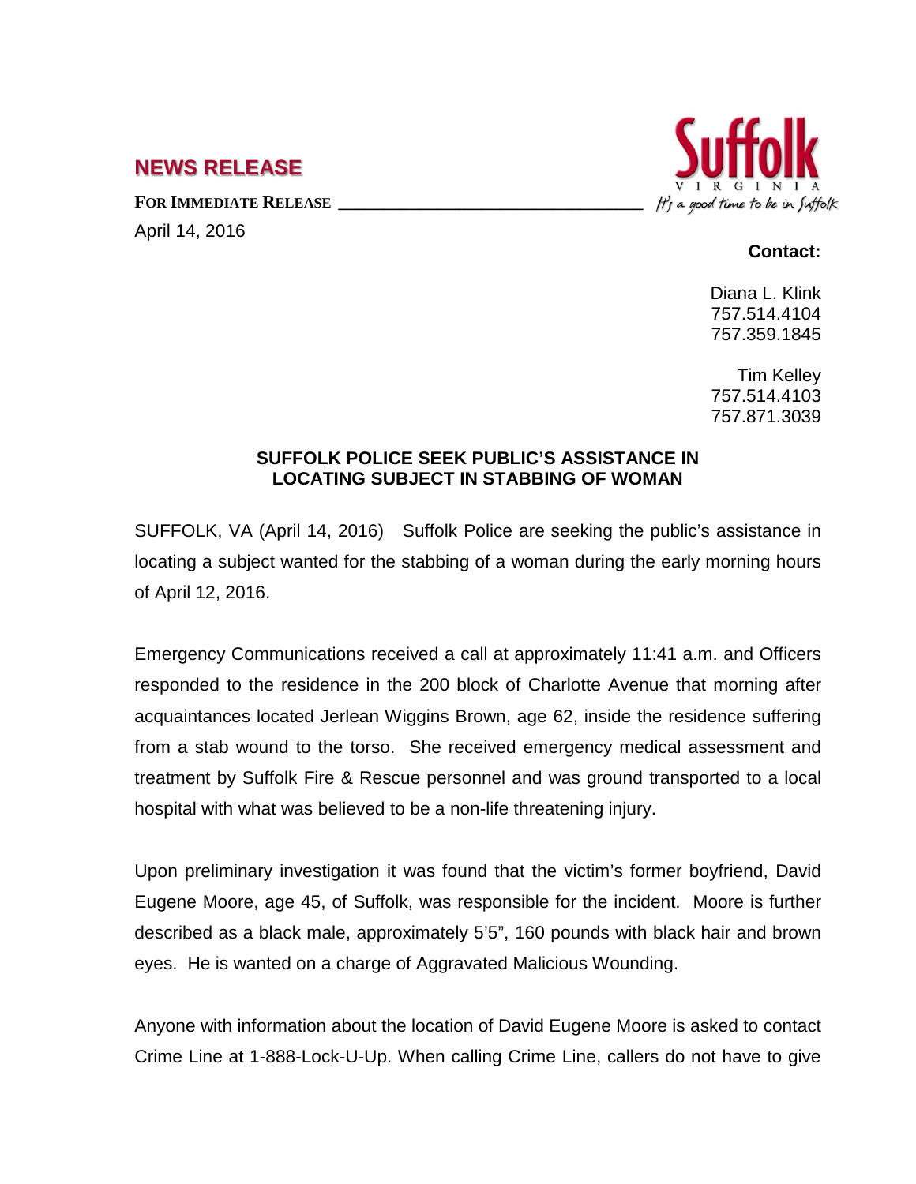# NEWS RELEASE

**FOR IMMEDIATE RELEASE**

April 14, 2016

Suffolk VIRGINIA It's a good time to be in Suffolk

**Contact:**

Diana L. Klink
757.514.4104
757.359.1845

Tim Kelley
757.514.4103
757.871.3039

**SUFFOLK POLICE SEEK PUBLIC'S ASSISTANCE IN LOCATING SUBJECT IN STABBING OF WOMAN**

SUFFOLK, VA (April 14, 2016) Suffolk Police are seeking the public's assistance in locating a subject wanted for the stabbing of a woman during the early morning hours of April 12, 2016.

Emergency Communications received a call at approximately 11:41 a.m. and Officers responded to the residence in the 200 block of Charlotte Avenue that morning after acquaintances located Jerlean Wiggins Brown, age 62, inside the residence suffering from a stab wound to the torso. She received emergency medical assessment and treatment by Suffolk Fire & Rescue personnel and was ground transported to a local hospital with what was believed to be a non-life threatening injury.

Upon preliminary investigation it was found that the victim's former boyfriend, David Eugene Moore, age 45, of Suffolk, was responsible for the incident. Moore is further described as a black male, approximately 5'5", 160 pounds with black hair and brown eyes. He is wanted on a charge of Aggravated Malicious Wounding.

Anyone with information about the location of David Eugene Moore is asked to contact Crime Line at 1-888-Lock-U-Up. When calling Crime Line, callers do not have to give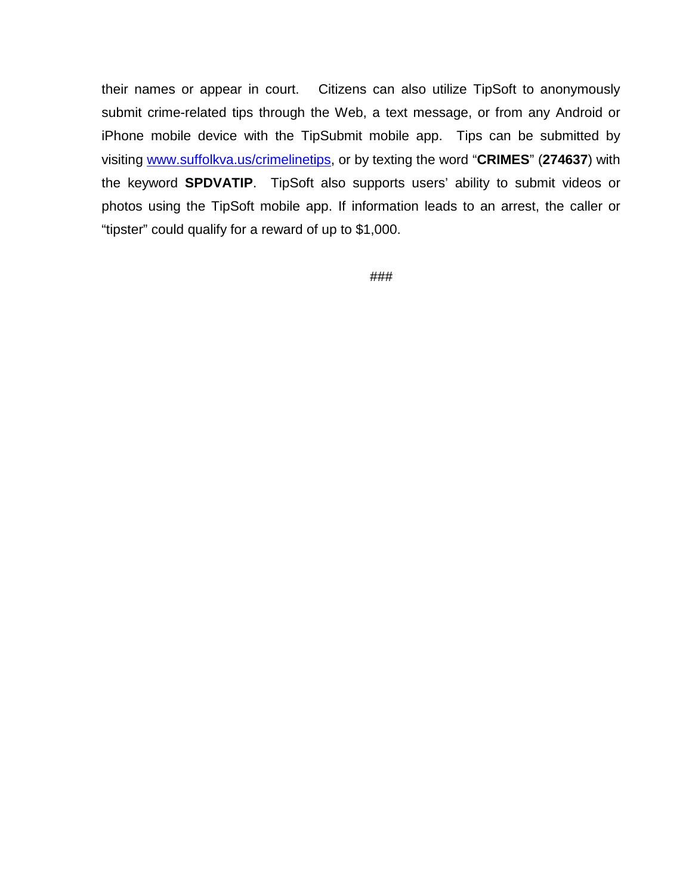their names or appear in court. Citizens can also utilize TipSoft to anonymously submit crime-related tips through the Web, a text message, or from any Android or iPhone mobile device with the TipSubmit mobile app. Tips can be submitted by visiting [www.suffolkva.us/crimelinetips](http://www.suffolkva.us/crimelinetips), or by texting the word "**CRIMES**" (**274637**) with the keyword **SPDVATIP**. TipSoft also supports users' ability to submit videos or photos using the TipSoft mobile app. If information leads to an arrest, the caller or "tipster" could qualify for a reward of up to $1,000.

###